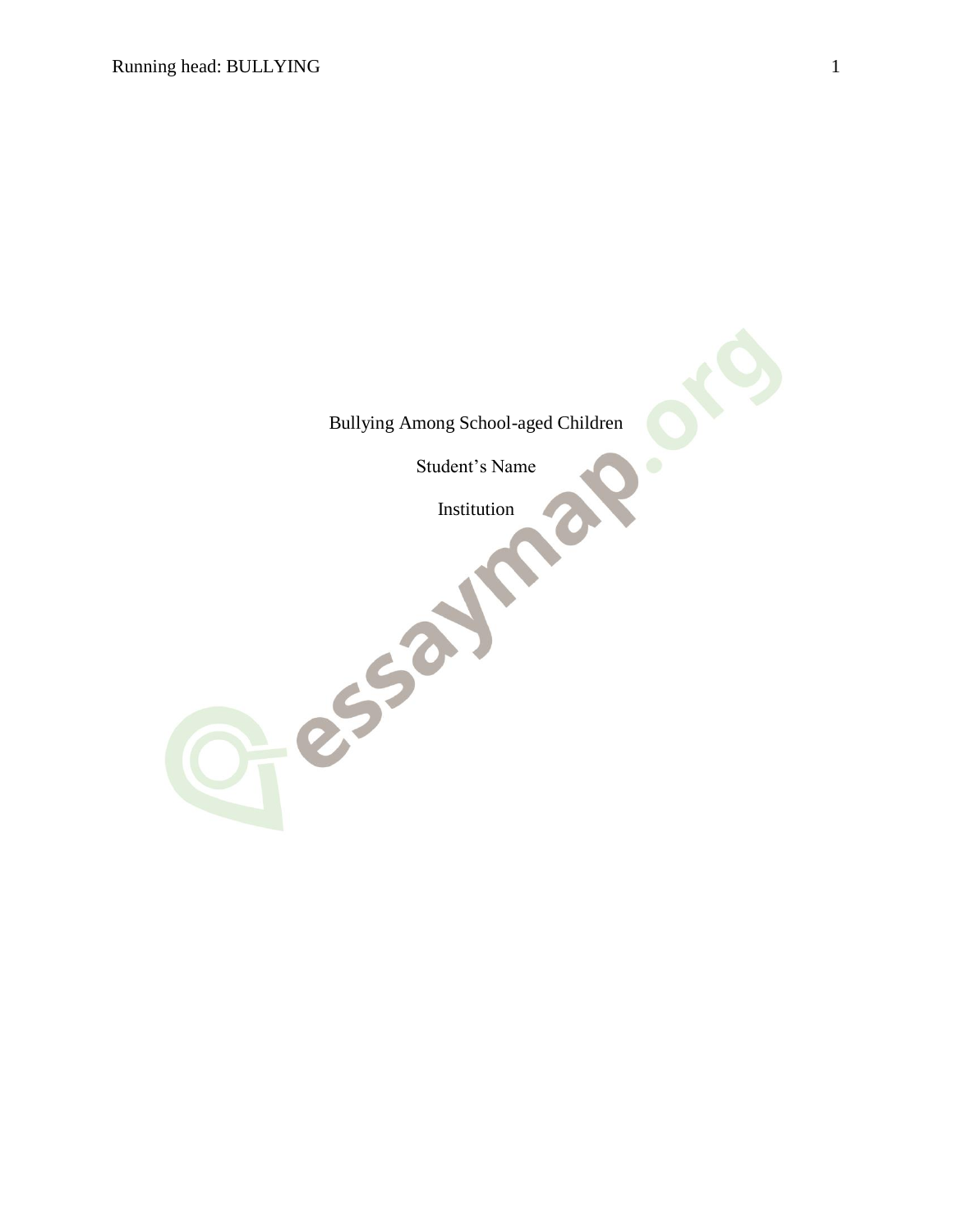Bullying Among School-aged Children

Student's Name

Institution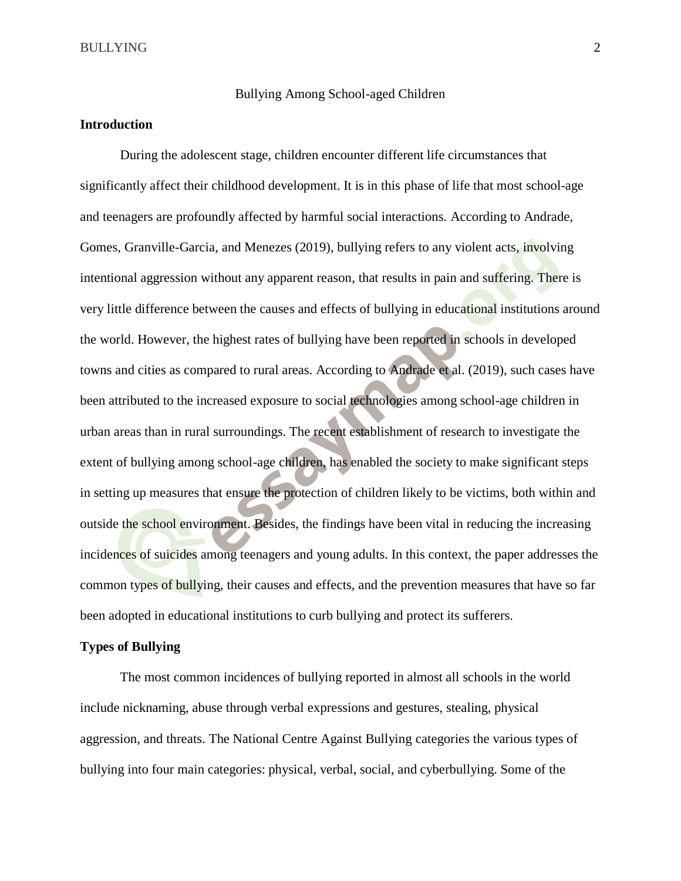Bullying Among School-aged Children

## Introduction

During the adolescent stage, children encounter different life circumstances that significantly affect their childhood development. It is in this phase of life that most school-age and teenagers are profoundly affected by harmful social interactions. According to Andrade, Gomes, Granville-Garcia, and Menezes (2019), bullying refers to any violent acts, involving intentional aggression without any apparent reason, that results in pain and suffering. There is very little difference between the causes and effects of bullying in educational institutions around the world. However, the highest rates of bullying have been reported in schools in developed towns and cities as compared to rural areas. According to Andrade et al. (2019), such cases have been attributed to the increased exposure to social technologies among school-age children in urban areas than in rural surroundings. The recent establishment of research to investigate the extent of bullying among school-age children, has enabled the society to make significant steps in setting up measures that ensure the protection of children likely to be victims, both within and outside the school environment. Besides, the findings have been vital in reducing the increasing incidences of suicides among teenagers and young adults. In this context, the paper addresses the common types of bullying, their causes and effects, and the prevention measures that have so far been adopted in educational institutions to curb bullying and protect its sufferers.

## Types of Bullying

The most common incidences of bullying reported in almost all schools in the world include nicknaming, abuse through verbal expressions and gestures, stealing, physical aggression, and threats. The National Centre Against Bullying categories the various types of bullying into four main categories: physical, verbal, social, and cyberbullying. Some of the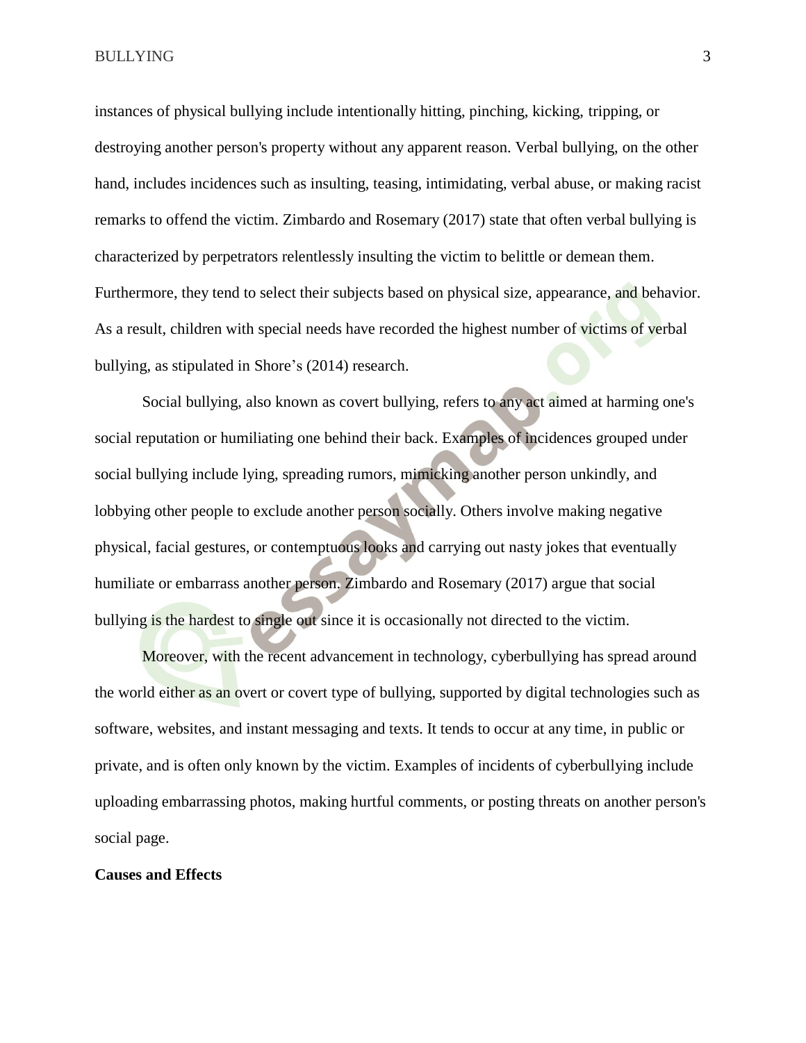instances of physical bullying include intentionally hitting, pinching, kicking, tripping, or destroying another person's property without any apparent reason. Verbal bullying, on the other hand, includes incidences such as insulting, teasing, intimidating, verbal abuse, or making racist remarks to offend the victim. Zimbardo and Rosemary (2017) state that often verbal bullying is characterized by perpetrators relentlessly insulting the victim to belittle or demean them. Furthermore, they tend to select their subjects based on physical size, appearance, and behavior. As a result, children with special needs have recorded the highest number of victims of verbal bullying, as stipulated in Shore's (2014) research.

Social bullying, also known as covert bullying, refers to any act aimed at harming one's social reputation or humiliating one behind their back. Examples of incidences grouped under social bullying include lying, spreading rumors, mimicking another person unkindly, and lobbying other people to exclude another person socially. Others involve making negative physical, facial gestures, or contemptuous looks and carrying out nasty jokes that eventually humiliate or embarrass another person. Zimbardo and Rosemary (2017) argue that social bullying is the hardest to single out since it is occasionally not directed to the victim.

Moreover, with the recent advancement in technology, cyberbullying has spread around the world either as an overt or covert type of bullying, supported by digital technologies such as software, websites, and instant messaging and texts. It tends to occur at any time, in public or private, and is often only known by the victim. Examples of incidents of cyberbullying include uploading embarrassing photos, making hurtful comments, or posting threats on another person's social page.

**Causes and Effects**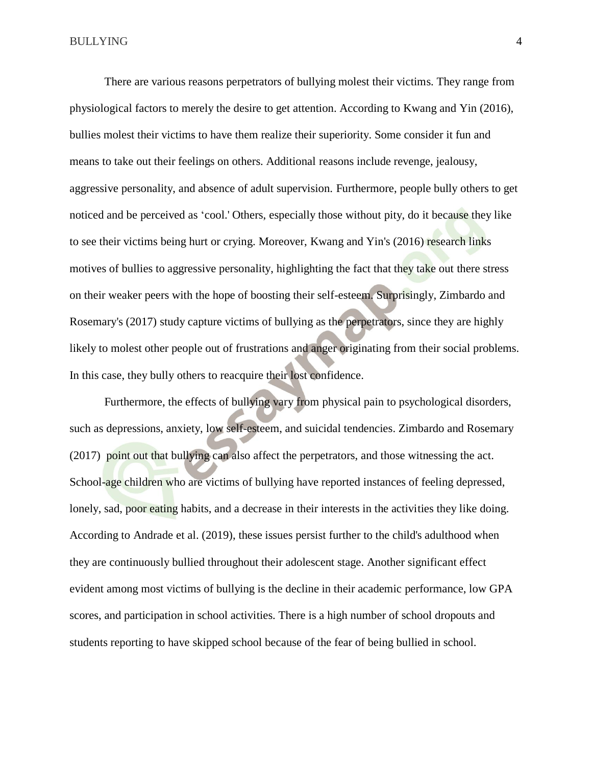There are various reasons perpetrators of bullying molest their victims. They range from physiological factors to merely the desire to get attention. According to Kwang and Yin (2016), bullies molest their victims to have them realize their superiority. Some consider it fun and means to take out their feelings on others. Additional reasons include revenge, jealousy, aggressive personality, and absence of adult supervision. Furthermore, people bully others to get noticed and be perceived as 'cool.' Others, especially those without pity, do it because they like to see their victims being hurt or crying. Moreover, Kwang and Yin's (2016) research links motives of bullies to aggressive personality, highlighting the fact that they take out there stress on their weaker peers with the hope of boosting their self-esteem. Surprisingly, Zimbardo and Rosemary's (2017) study capture victims of bullying as the perpetrators, since they are highly likely to molest other people out of frustrations and anger originating from their social problems. In this case, they bully others to reacquire their lost confidence.

Furthermore, the effects of bullying vary from physical pain to psychological disorders, such as depressions, anxiety, low self-esteem, and suicidal tendencies. Zimbardo and Rosemary (2017) point out that bullying can also affect the perpetrators, and those witnessing the act. School-age children who are victims of bullying have reported instances of feeling depressed, lonely, sad, poor eating habits, and a decrease in their interests in the activities they like doing. According to Andrade et al. (2019), these issues persist further to the child's adulthood when they are continuously bullied throughout their adolescent stage. Another significant effect evident among most victims of bullying is the decline in their academic performance, low GPA scores, and participation in school activities. There is a high number of school dropouts and students reporting to have skipped school because of the fear of being bullied in school.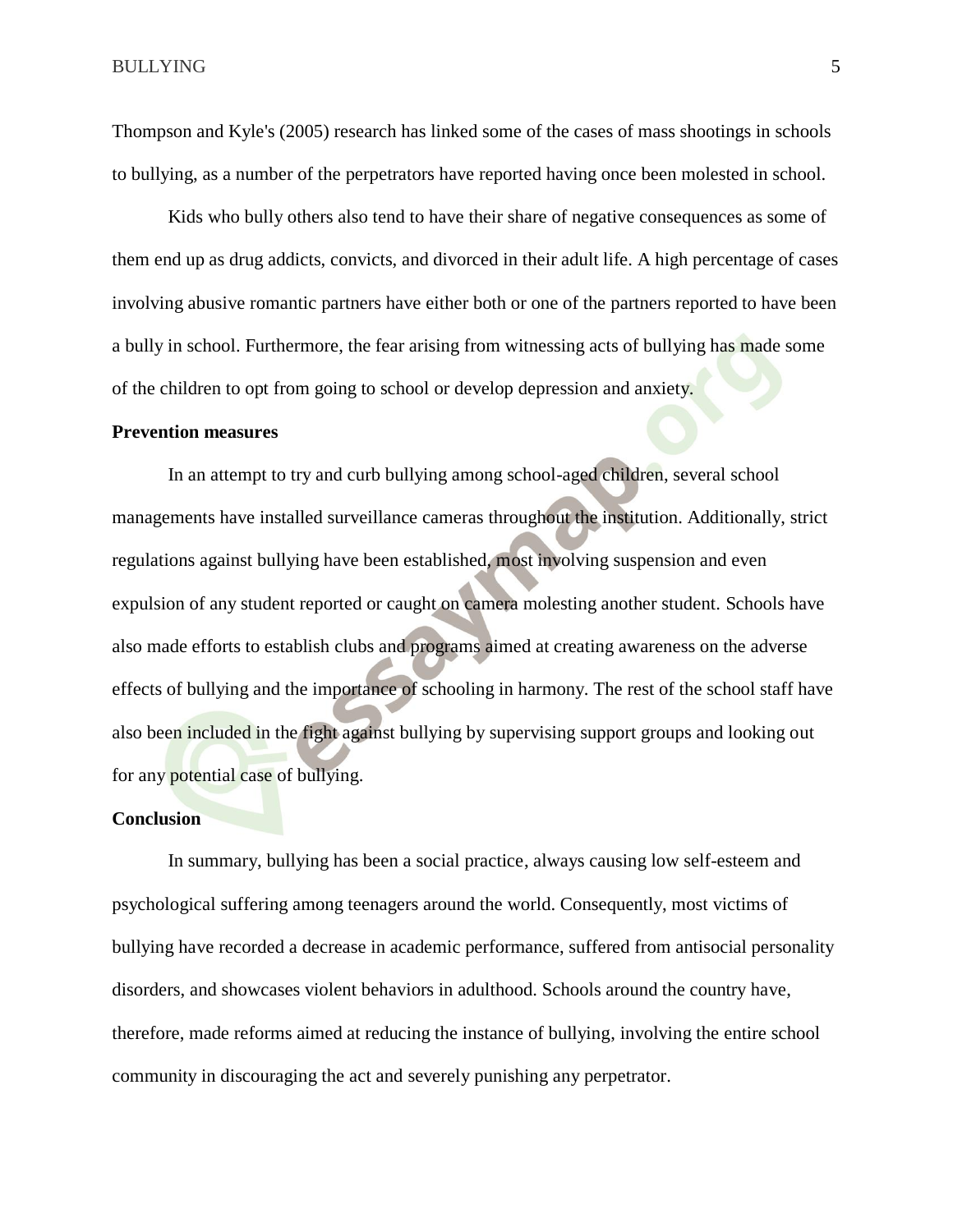Thompson and Kyle's (2005) research has linked some of the cases of mass shootings in schools to bullying, as a number of the perpetrators have reported having once been molested in school.

Kids who bully others also tend to have their share of negative consequences as some of them end up as drug addicts, convicts, and divorced in their adult life. A high percentage of cases involving abusive romantic partners have either both or one of the partners reported to have been a bully in school. Furthermore, the fear arising from witnessing acts of bullying has made some of the children to opt from going to school or develop depression and anxiety.

## Prevention measures

In an attempt to try and curb bullying among school-aged children, several school managements have installed surveillance cameras throughout the institution. Additionally, strict regulations against bullying have been established, most involving suspension and even expulsion of any student reported or caught on camera molesting another student. Schools have also made efforts to establish clubs and programs aimed at creating awareness on the adverse effects of bullying and the importance of schooling in harmony. The rest of the school staff have also been included in the fight against bullying by supervising support groups and looking out for any potential case of bullying.

## Conclusion

In summary, bullying has been a social practice, always causing low self-esteem and psychological suffering among teenagers around the world. Consequently, most victims of bullying have recorded a decrease in academic performance, suffered from antisocial personality disorders, and showcases violent behaviors in adulthood. Schools around the country have, therefore, made reforms aimed at reducing the instance of bullying, involving the entire school community in discouraging the act and severely punishing any perpetrator.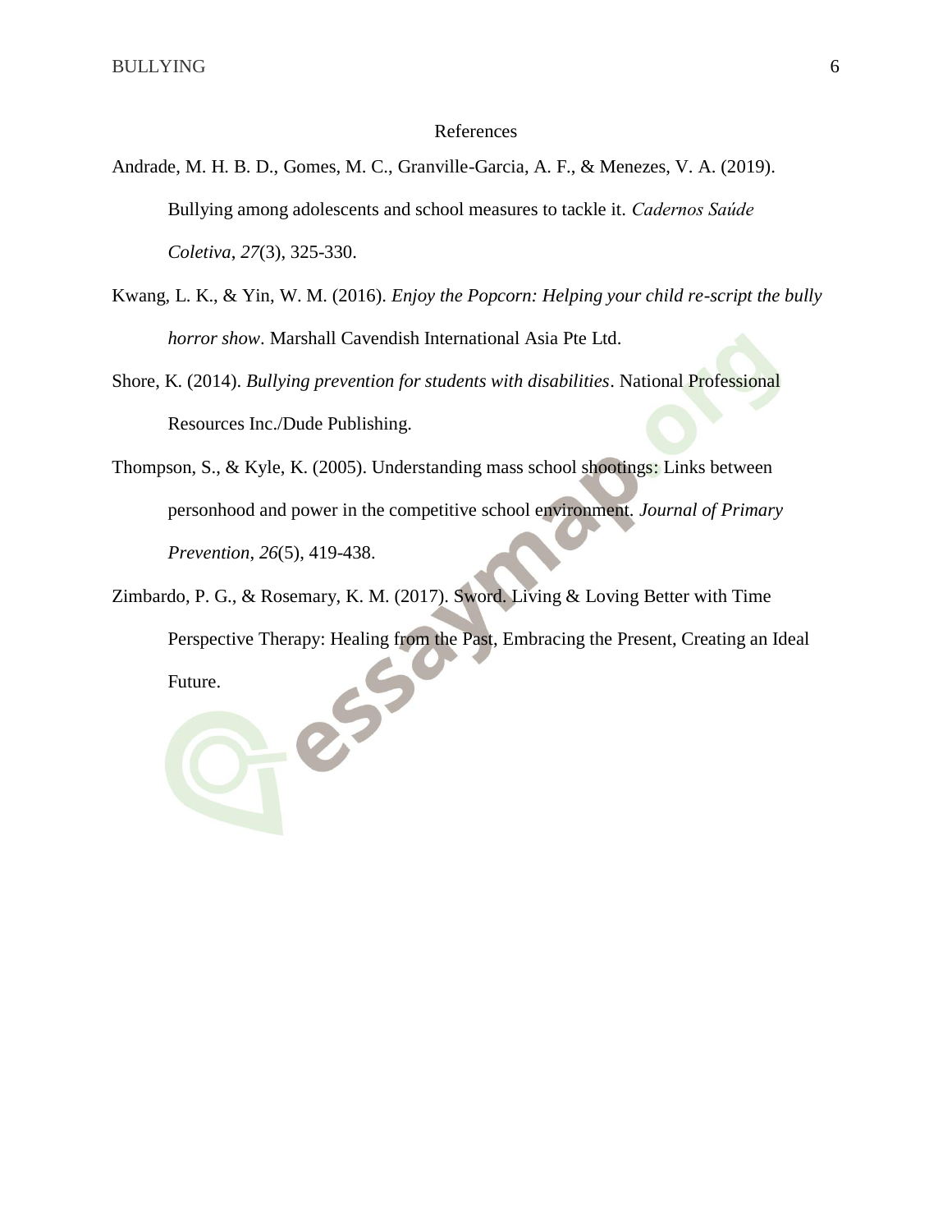# References

Andrade, M. H. B. D., Gomes, M. C., Granville-Garcia, A. F., & Menezes, V. A. (2019). Bullying among adolescents and school measures to tackle it. *Cadernos Saúde Coletiva*, *27*(3), 325-330.

Kwang, L. K., & Yin, W. M. (2016). *Enjoy the Popcorn: Helping your child re-script the bully horror show*. Marshall Cavendish International Asia Pte Ltd.

Shore, K. (2014). *Bullying prevention for students with disabilities*. National Professional Resources Inc./Dude Publishing.

Thompson, S., & Kyle, K. (2005). Understanding mass school shootings: Links between personhood and power in the competitive school environment. *Journal of Primary Prevention*, *26*(5), 419-438.

Zimbardo, P. G., & Rosemary, K. M. (2017). Sword. Living & Loving Better with Time Perspective Therapy: Healing from the Past, Embracing the Present, Creating an Ideal Future.